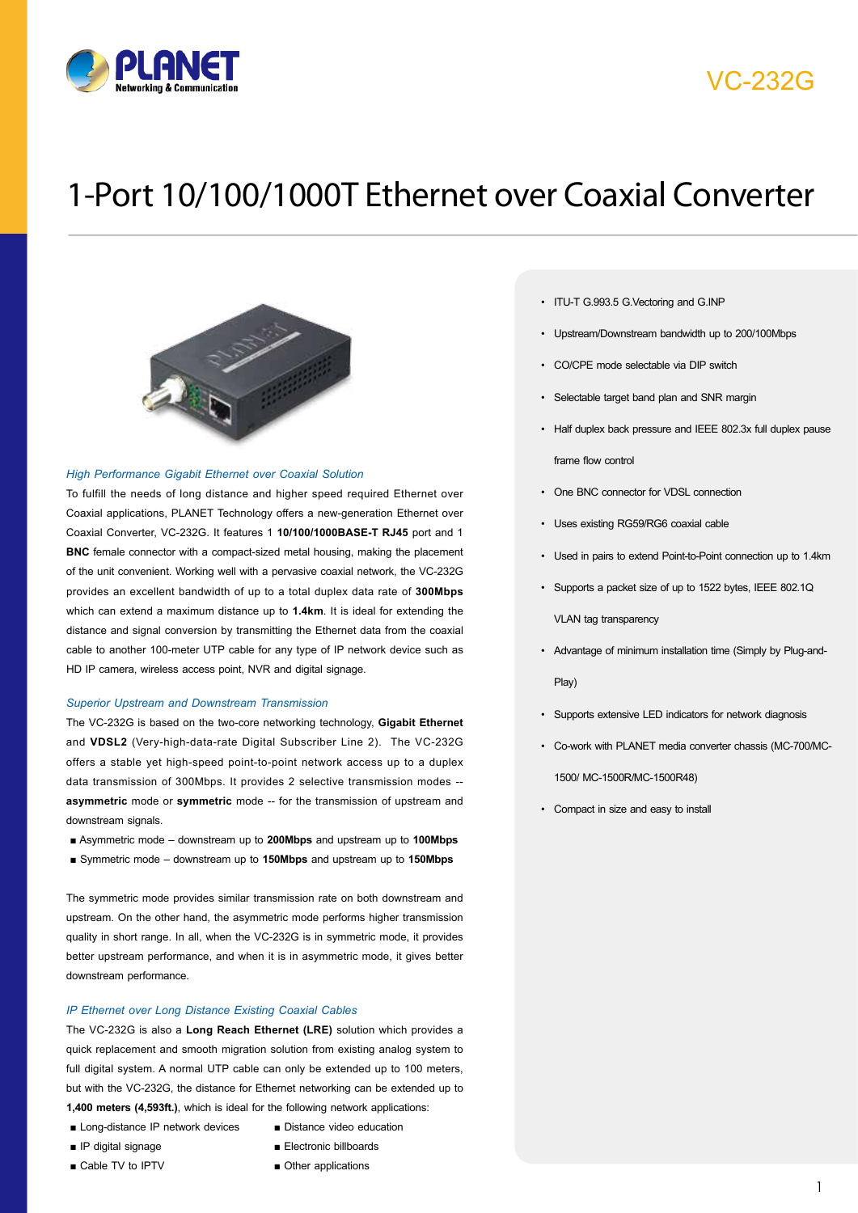VC-232G

# 1-Port 10/100/1000T Ethernet over Coaxial Converter

### *High Performance Gigabit Ethernet over Coaxial Solution*

To fulfill the needs of long distance and higher speed required Ethernet over Coaxial applications, PLANET Technology offers a new-generation Ethernet over Coaxial Converter, VC-232G. It features 1 **10/100/1000BASE-T RJ45** port and 1 **BNC** female connector with a compact-sized metal housing, making the placement of the unit convenient. Working well with a pervasive coaxial network, the VC-232G provides an excellent bandwidth of up to a total duplex data rate of **300Mbps** which can extend a maximum distance up to **1.4km**. It is ideal for extending the distance and signal conversion by transmitting the Ethernet data from the coaxial cable to another 100-meter UTP cable for any type of IP network device such as HD IP camera, wireless access point, NVR and digital signage.

### *Superior Upstream and Downstream Transmission*

The VC-232G is based on the two-core networking technology, **Gigabit Ethernet** and **VDSL2** (Very-high-data-rate Digital Subscriber Line 2). The VC-232G offers a stable yet high-speed point-to-point network access up to a duplex data transmission of 300Mbps. It provides 2 selective transmission modes -- **asymmetric** mode or **symmetric** mode -- for the transmission of upstream and downstream signals.

- Asymmetric mode – downstream up to **200Mbps** and upstream up to **100Mbps**
- Symmetric mode – downstream up to **150Mbps** and upstream up to **150Mbps**

The symmetric mode provides similar transmission rate on both downstream and upstream. On the other hand, the asymmetric mode performs higher transmission quality in short range. In all, when the VC-232G is in symmetric mode, it provides better upstream performance, and when it is in asymmetric mode, it gives better downstream performance.

### *IP Ethernet over Long Distance Existing Coaxial Cables*

The VC-232G is also a **Long Reach Ethernet (LRE)** solution which provides a quick replacement and smooth migration solution from existing analog system to full digital system. A normal UTP cable can only be extended up to 100 meters, but with the VC-232G, the distance for Ethernet networking can be extended up to **1,400 meters (4,593ft.)**, which is ideal for the following network applications:

- Long-distance IP network devices
- IP digital signage
- Cable TV to IPTV
- Distance video education
- Electronic billboards
- Other applications

---

- ITU-T G.993.5 G.Vectoring and G.INP
- Upstream/Downstream bandwidth up to 200/100Mbps
- CO/CPE mode selectable via DIP switch
- Selectable target band plan and SNR margin
- Half duplex back pressure and IEEE 802.3x full duplex pause frame flow control
- One BNC connector for VDSL connection
- Uses existing RG59/RG6 coaxial cable
- Used in pairs to extend Point-to-Point connection up to 1.4km
- Supports a packet size of up to 1522 bytes, IEEE 802.1Q VLAN tag transparency
- Advantage of minimum installation time (Simply by Plug-and-Play)
- Supports extensive LED indicators for network diagnosis
- Co-work with PLANET media converter chassis (MC-700/MC-1500/ MC-1500R/MC-1500R48)
- Compact in size and easy to install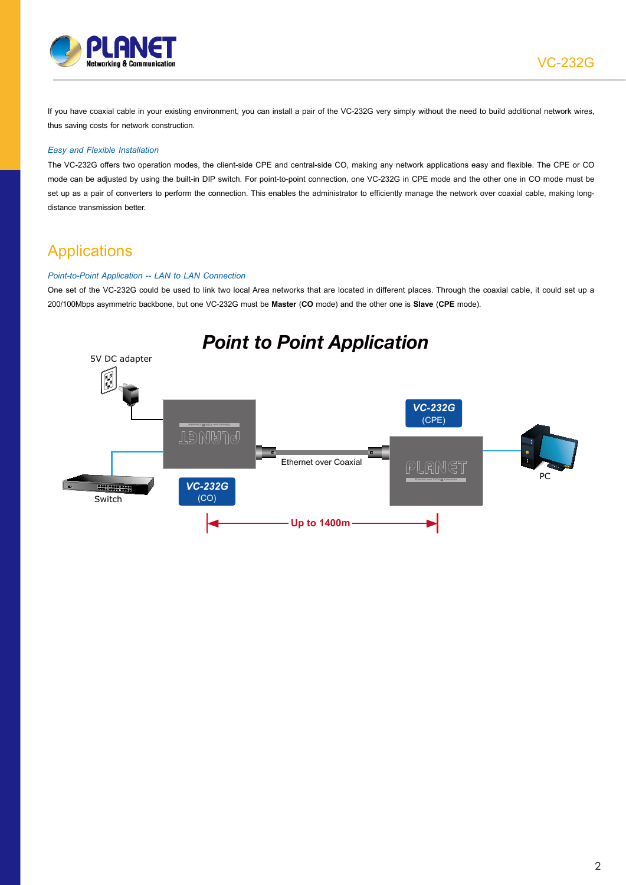If you have coaxial cable in your existing environment, you can install a pair of the VC-232G very simply without the need to build additional network wires, thus saving costs for network construction.

*Easy and Flexible Installation*

The VC-232G offers two operation modes, the client-side CPE and central-side CO, making any network applications easy and flexible. The CPE or CO mode can be adjusted by using the built-in DIP switch. For point-to-point connection, one VC-232G in CPE mode and the other one in CO mode must be set up as a pair of converters to perform the connection. This enables the administrator to efficiently manage the network over coaxial cable, making long-distance transmission better.

## Applications

*Point-to-Point Application -- LAN to LAN Connection*

One set of the VC-232G could be used to link two local Area networks that are located in different places. Through the coaxial cable, it could set up a 200/100Mbps asymmetric backbone, but one VC-232G must be **Master** (**CO** mode) and the other one is **Slave** (**CPE** mode).

**Point to Point Application**

5V DC adapter

VC-232G (CPE)

Ethernet over Coaxial

PC

Switch

VC-232G (CO)

Up to 1400m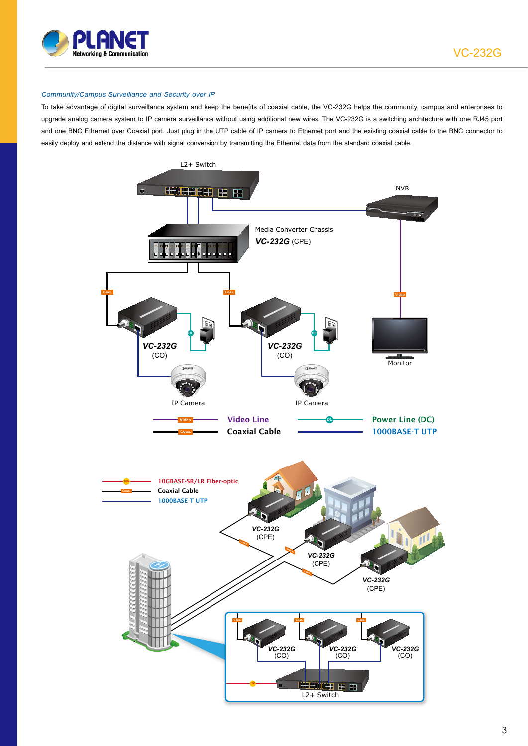*Community/Campus Surveillance and Security over IP*

To take advantage of digital surveillance system and keep the benefits of coaxial cable, the VC-232G helps the community, campus and enterprises to upgrade analog camera system to IP camera surveillance without using additional new wires. The VC-232G is a switching architecture with one RJ45 port and one BNC Ethernet over Coaxial port. Just plug in the UTP cable of IP camera to Ethernet port and the existing coaxial cable to the BNC connector to easily deploy and extend the distance with signal conversion by transmitting the Ethernet data from the standard coaxial cable.

L2+ Switch

NVR

Media Converter Chassis
**VC-232G** (CPE)

**VC-232G** (CO)

**VC-232G** (CO)

IP Camera

IP Camera

Monitor

Video Line
Coaxial Cable
Power Line (DC)
1000BASE-T UTP

10GBASE-SR/LR Fiber-optic
Coaxial Cable
1000BASE-T UTP

**VC-232G** (CPE)

**VC-232G** (CPE)

**VC-232G** (CPE)

**VC-232G** (CO)

**VC-232G** (CO)

**VC-232G** (CO)

L2+ Switch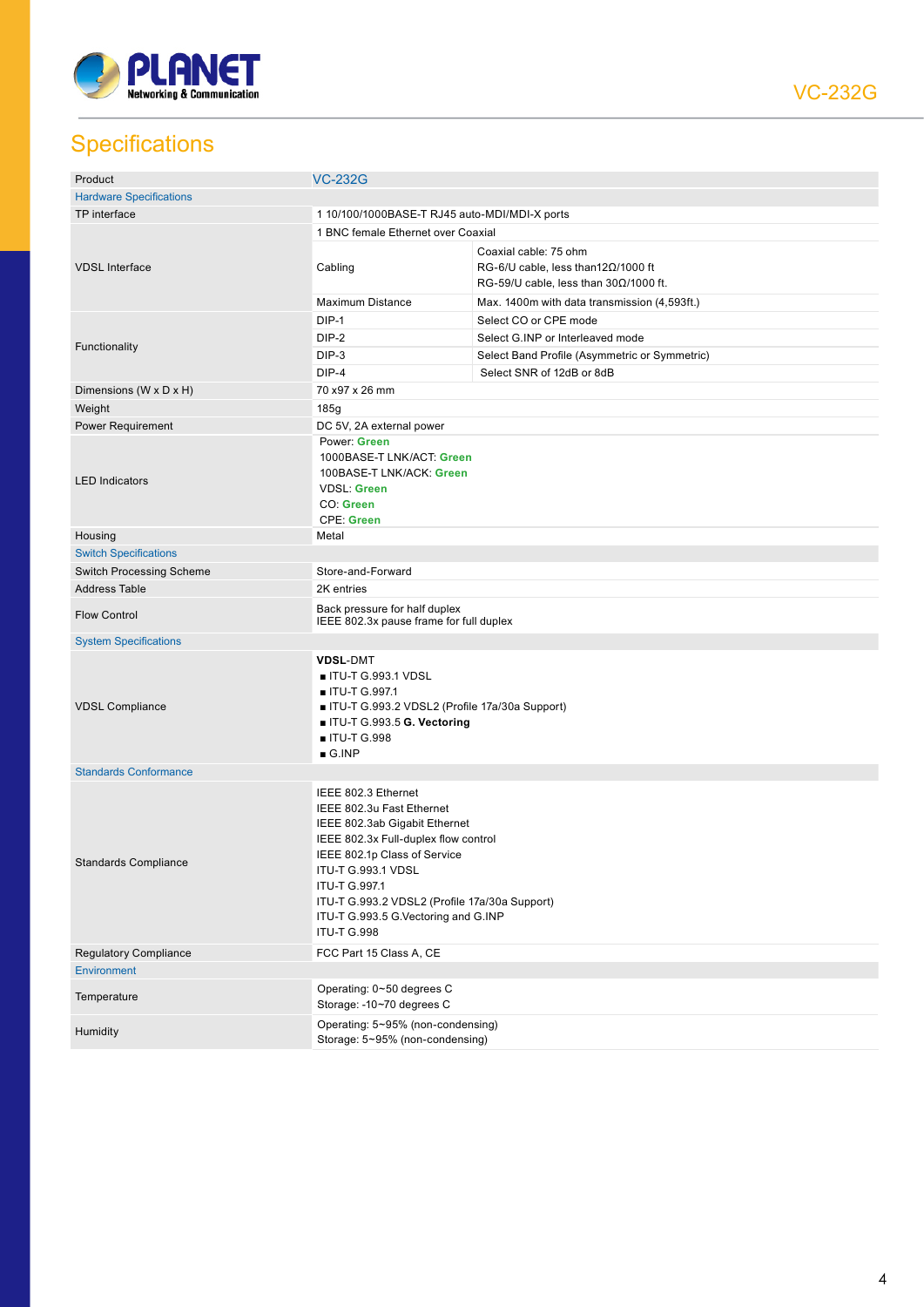## Specifications

| Product | VC-232G | |
|---|---|---|
| **Hardware Specifications** | | |
| TP interface | 1 10/100/1000BASE-T RJ45 auto-MDI/MDI-X ports | |
| VDSL Interface | 1 BNC female Ethernet over Coaxial | |
| | Cabling | Coaxial cable: 75 ohm<br>RG-6/U cable, less than12Ω/1000 ft<br>RG-59/U cable, less than 30Ω/1000 ft. |
| | Maximum Distance | Max. 1400m with data transmission (4,593ft.) |
| Functionality | DIP-1 | Select CO or CPE mode |
| | DIP-2 | Select G.INP or Interleaved mode |
| | DIP-3 | Select Band Profile (Asymmetric or Symmetric) |
| | DIP-4 | Select SNR of 12dB or 8dB |
| Dimensions (W x D x H) | 70 x97 x 26 mm | |
| Weight | 185g | |
| Power Requirement | DC 5V, 2A external power | |
| LED Indicators | Power: **Green**<br>1000BASE-T LNK/ACT: **Green**<br>100BASE-T LNK/ACK: **Green**<br>VDSL: **Green**<br>CO: **Green**<br>CPE: **Green** | |
| Housing | Metal | |
| **Switch Specifications** | | |
| Switch Processing Scheme | Store-and-Forward | |
| Address Table | 2K entries | |
| Flow Control | Back pressure for half duplex<br>IEEE 802.3x pause frame for full duplex | |
| **System Specifications** | | |
| VDSL Compliance | **VDSL**-DMT<br>■ ITU-T G.993.1 VDSL<br>■ ITU-T G.997.1<br>■ ITU-T G.993.2 VDSL2 (Profile 17a/30a Support)<br>■ ITU-T G.993.5 **G. Vectoring**<br>■ ITU-T G.998<br>■ G.INP | |
| **Standards Conformance** | | |
| Standards Compliance | IEEE 802.3 Ethernet<br>IEEE 802.3u Fast Ethernet<br>IEEE 802.3ab Gigabit Ethernet<br>IEEE 802.3x Full-duplex flow control<br>IEEE 802.1p Class of Service<br>ITU-T G.993.1 VDSL<br>ITU-T G.997.1<br>ITU-T G.993.2 VDSL2 (Profile 17a/30a Support)<br>ITU-T G.993.5 G.Vectoring and G.INP<br>ITU-T G.998 | |
| Regulatory Compliance | FCC Part 15 Class A, CE | |
| **Environment** | | |
| Temperature | Operating: 0~50 degrees C<br>Storage: -10~70 degrees C | |
| Humidity | Operating: 5~95% (non-condensing)<br>Storage: 5~95% (non-condensing) | |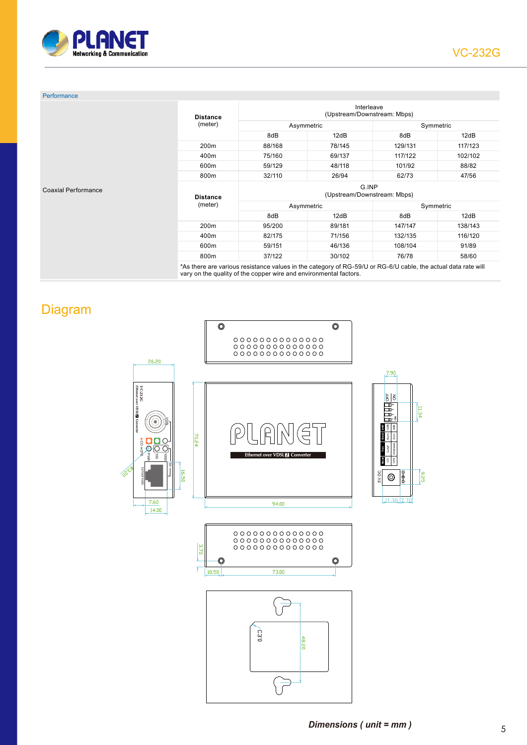## Performance

| | Distance (meter) | Interleave (Upstream/Downstream: Mbps) | | | |
|---|---|---|---|---|---|
| | | Asymmetric | | Symmetric | |
| | | 8dB | 12dB | 8dB | 12dB |
| Coaxial Performance | 200m | 88/168 | 78/145 | 129/131 | 117/123 |
| | 400m | 75/160 | 69/137 | 117/122 | 102/102 |
| | 600m | 59/129 | 48/118 | 101/92 | 88/82 |
| | 800m | 32/110 | 26/94 | 62/73 | 47/56 |
| | **Distance** (meter) | G.INP (Upstream/Downstream: Mbps) | | | |
| | | Asymmetric | | Symmetric | |
| | | 8dB | 12dB | 8dB | 12dB |
| | 200m | 95/200 | 89/181 | 147/147 | 138/143 |
| | 400m | 82/175 | 71/156 | 132/135 | 116/120 |
| | 600m | 59/151 | 46/136 | 108/104 | 91/89 |
| | 800m | 37/122 | 30/102 | 76/78 | 58/60 |
| | *As there are various resistance values in the category of RG-59/U or RG-6/U cable, the actual data rate will vary on the quality of the copper wire and environmental factors. | | | | |

## Diagram

*Dimensions ( unit = mm )*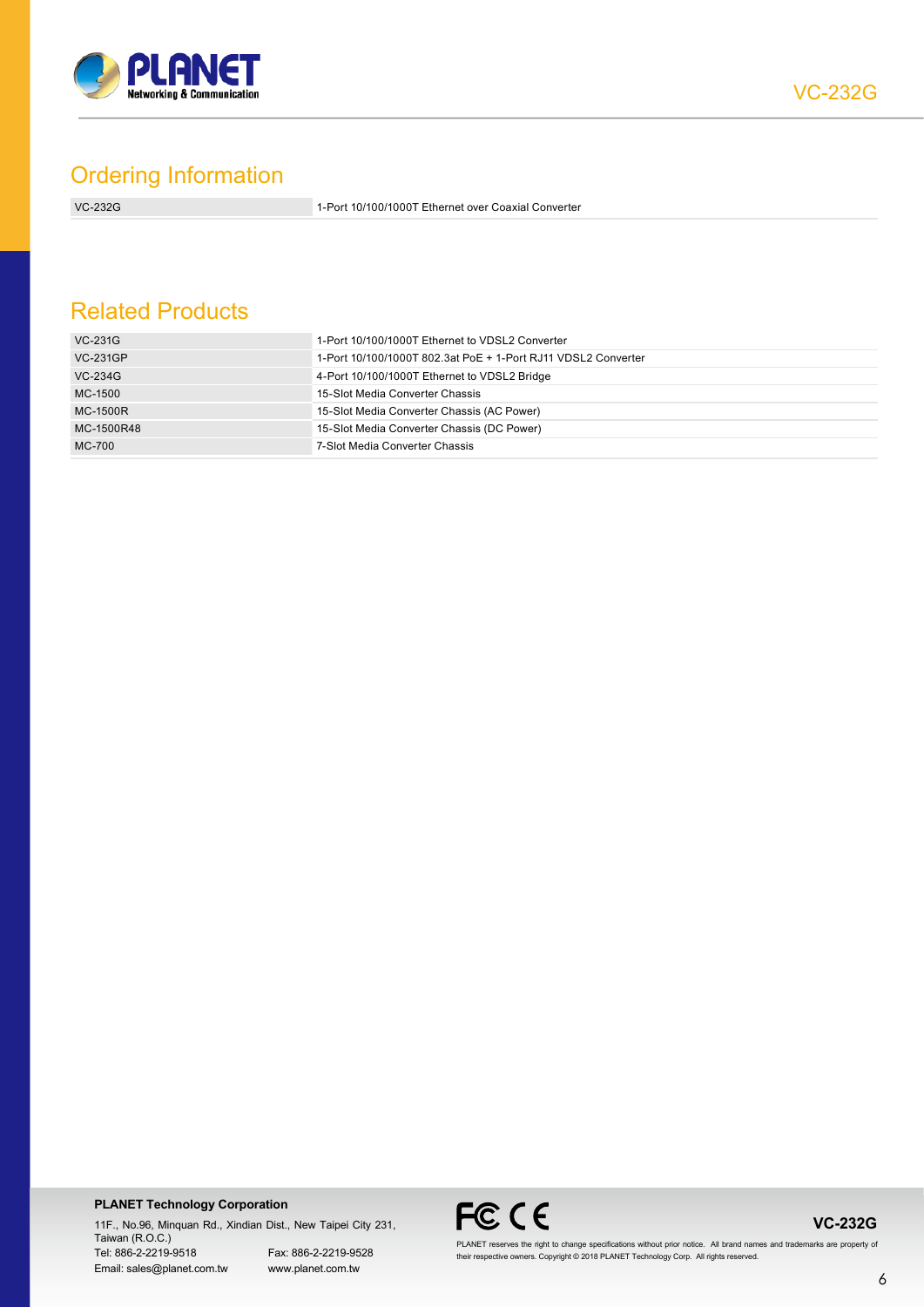## Ordering Information

| | |
|---|---|
| VC-232G | 1-Port 10/100/1000T Ethernet over Coaxial Converter |

## Related Products

| | |
|---|---|
| VC-231G | 1-Port 10/100/1000T Ethernet to VDSL2 Converter |
| VC-231GP | 1-Port 10/100/1000T 802.3at PoE + 1-Port RJ11 VDSL2 Converter |
| VC-234G | 4-Port 10/100/1000T Ethernet to VDSL2 Bridge |
| MC-1500 | 15-Slot Media Converter Chassis |
| MC-1500R | 15-Slot Media Converter Chassis (AC Power) |
| MC-1500R48 | 15-Slot Media Converter Chassis (DC Power) |
| MC-700 | 7-Slot Media Converter Chassis |

**PLANET Technology Corporation**

11F., No.96, Minquan Rd., Xindian Dist., New Taipei City 231, Taiwan (R.O.C.)
Tel: 886-2-2219-9518    Fax: 886-2-2219-9528
Email: sales@planet.com.tw    www.planet.com.tw

**VC-232G**

PLANET reserves the right to change specifications without prior notice. All brand names and trademarks are property of their respective owners. Copyright © 2018 PLANET Technology Corp. All rights reserved.